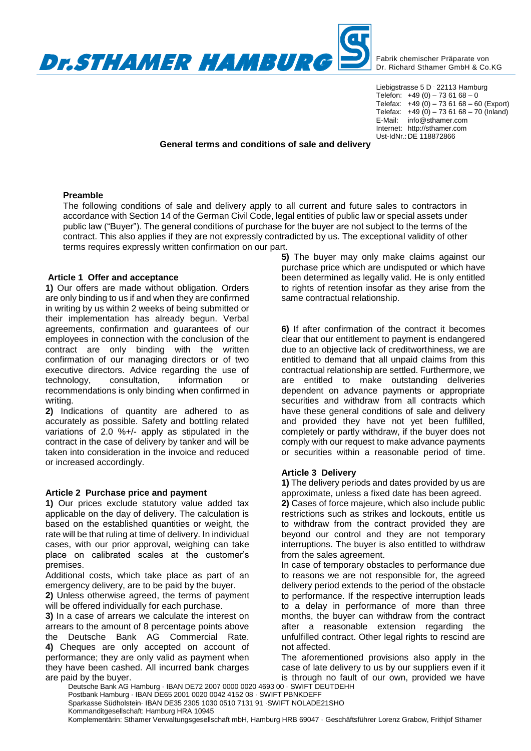Fabrik chemischer Präparate von Dr. Richard Sthamer GmbH & Co.KG

Liebigstrasse 5 D · 22113 Hamburg
Telefon: +49 (0) – 73 61 68 – 0
Telefax: +49 (0) – 73 61 68 – 60 (Export)
Telefax: +49 (0) – 73 61 68 – 70 (Inland)
E-Mail: info@sthamer.com
Internet: http://sthamer.com
Ust-IdNr.: DE 118872866

# General terms and conditions of sale and delivery

## Preamble

The following conditions of sale and delivery apply to all current and future sales to contractors in accordance with Section 14 of the German Civil Code, legal entities of public law or special assets under public law ("Buyer"). The general conditions of purchase for the buyer are not subject to the terms of the contract. This also applies if they are not expressly contradicted by us. The exceptional validity of other terms requires expressly written confirmation on our part.

## Article 1 Offer and acceptance

**1)** Our offers are made without obligation. Orders are only binding to us if and when they are confirmed in writing by us within 2 weeks of being submitted or their implementation has already begun. Verbal agreements, confirmation and guarantees of our employees in connection with the conclusion of the contract are only binding with the written confirmation of our managing directors or of two executive directors. Advice regarding the use of technology, consultation, information or recommendations is only binding when confirmed in writing.

**2)** Indications of quantity are adhered to as accurately as possible. Safety and bottling related variations of 2.0 %+/- apply as stipulated in the contract in the case of delivery by tanker and will be taken into consideration in the invoice and reduced or increased accordingly.

## Article 2 Purchase price and payment

**1)** Our prices exclude statutory value added tax applicable on the day of delivery. The calculation is based on the established quantities or weight, the rate will be that ruling at time of delivery. In individual cases, with our prior approval, weighing can take place on calibrated scales at the customer's premises.

Additional costs, which take place as part of an emergency delivery, are to be paid by the buyer.

**2)** Unless otherwise agreed, the terms of payment will be offered individually for each purchase.

**3)** In a case of arrears we calculate the interest on arrears to the amount of 8 percentage points above the Deutsche Bank AG Commercial Rate.

**4)** Cheques are only accepted on account of performance; they are only valid as payment when they have been cashed. All incurred bank charges are paid by the buyer.

**5)** The buyer may only make claims against our purchase price which are undisputed or which have been determined as legally valid. He is only entitled to rights of retention insofar as they arise from the same contractual relationship.

**6)** If after confirmation of the contract it becomes clear that our entitlement to payment is endangered due to an objective lack of creditworthiness, we are entitled to demand that all unpaid claims from this contractual relationship are settled. Furthermore, we are entitled to make outstanding deliveries dependent on advance payments or appropriate securities and withdraw from all contracts which have these general conditions of sale and delivery and provided they have not yet been fulfilled, completely or partly withdraw, if the buyer does not comply with our request to make advance payments or securities within a reasonable period of time.

## Article 3 Delivery

**1)** The delivery periods and dates provided by us are approximate, unless a fixed date has been agreed.

**2)** Cases of force majeure, which also include public restrictions such as strikes and lockouts, entitle us to withdraw from the contract provided they are beyond our control and they are not temporary interruptions. The buyer is also entitled to withdraw from the sales agreement.

In case of temporary obstacles to performance due to reasons we are not responsible for, the agreed delivery period extends to the period of the obstacle to performance. If the respective interruption leads to a delay in performance of more than three months, the buyer can withdraw from the contract after a reasonable extension regarding the unfulfilled contract. Other legal rights to rescind are not affected.

The aforementioned provisions also apply in the case of late delivery to us by our suppliers even if it is through no fault of our own, provided we have

Deutsche Bank AG Hamburg · IBAN DE72 2007 0000 0020 4693 00 · SWIFT DEUTDEHH
Postbank Hamburg · IBAN DE65 2001 0020 0042 4152 08 · SWIFT PBNKDEFF
Sparkasse Südholstein· IBAN DE35 2305 1030 0510 7131 91 ·SWIFT NOLADE21SHO
Kommanditgesellschaft: Hamburg HRA 10945
Komplementärin: Sthamer Verwaltungsgesellschaft mbH, Hamburg HRB 69047 · Geschäftsführer Lorenz Grabow, Frithjof Sthamer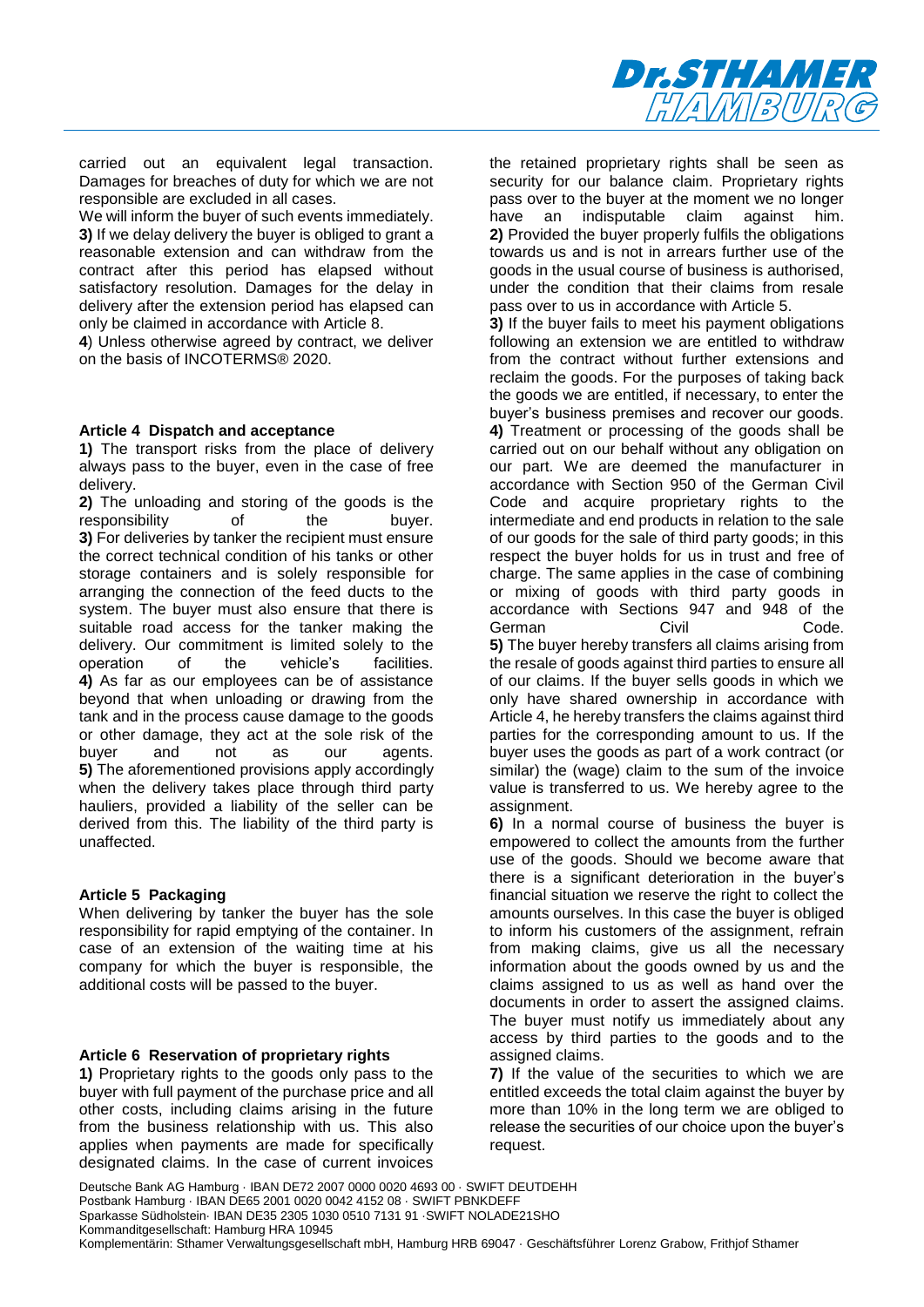carried out an equivalent legal transaction. Damages for breaches of duty for which we are not responsible are excluded in all cases.

We will inform the buyer of such events immediately.

**3)** If we delay delivery the buyer is obliged to grant a reasonable extension and can withdraw from the contract after this period has elapsed without satisfactory resolution. Damages for the delay in delivery after the extension period has elapsed can only be claimed in accordance with Article 8.

**4**) Unless otherwise agreed by contract, we deliver on the basis of INCOTERMS® 2020.

### Article 4 Dispatch and acceptance

**1)** The transport risks from the place of delivery always pass to the buyer, even in the case of free delivery.

**2)** The unloading and storing of the goods is the responsibility of the buyer.

**3)** For deliveries by tanker the recipient must ensure the correct technical condition of his tanks or other storage containers and is solely responsible for arranging the connection of the feed ducts to the system. The buyer must also ensure that there is suitable road access for the tanker making the delivery. Our commitment is limited solely to the operation of the vehicle's facilities.

**4)** As far as our employees can be of assistance beyond that when unloading or drawing from the tank and in the process cause damage to the goods or other damage, they act at the sole risk of the buyer and not as our agents.

**5)** The aforementioned provisions apply accordingly when the delivery takes place through third party hauliers, provided a liability of the seller can be derived from this. The liability of the third party is unaffected.

### Article 5 Packaging

When delivering by tanker the buyer has the sole responsibility for rapid emptying of the container. In case of an extension of the waiting time at his company for which the buyer is responsible, the additional costs will be passed to the buyer.

### Article 6 Reservation of proprietary rights

**1)** Proprietary rights to the goods only pass to the buyer with full payment of the purchase price and all other costs, including claims arising in the future from the business relationship with us. This also applies when payments are made for specifically designated claims. In the case of current invoices the retained proprietary rights shall be seen as security for our balance claim. Proprietary rights pass over to the buyer at the moment we no longer have an indisputable claim against him.

**2)** Provided the buyer properly fulfils the obligations towards us and is not in arrears further use of the goods in the usual course of business is authorised, under the condition that their claims from resale pass over to us in accordance with Article 5.

**3)** If the buyer fails to meet his payment obligations following an extension we are entitled to withdraw from the contract without further extensions and reclaim the goods. For the purposes of taking back the goods we are entitled, if necessary, to enter the buyer's business premises and recover our goods.

**4)** Treatment or processing of the goods shall be carried out on our behalf without any obligation on our part. We are deemed the manufacturer in accordance with Section 950 of the German Civil Code and acquire proprietary rights to the intermediate and end products in relation to the sale of our goods for the sale of third party goods; in this respect the buyer holds for us in trust and free of charge. The same applies in the case of combining or mixing of goods with third party goods in accordance with Sections 947 and 948 of the German Civil Code.

**5)** The buyer hereby transfers all claims arising from the resale of goods against third parties to ensure all of our claims. If the buyer sells goods in which we only have shared ownership in accordance with Article 4, he hereby transfers the claims against third parties for the corresponding amount to us. If the buyer uses the goods as part of a work contract (or similar) the (wage) claim to the sum of the invoice value is transferred to us. We hereby agree to the assignment.

**6)** In a normal course of business the buyer is empowered to collect the amounts from the further use of the goods. Should we become aware that there is a significant deterioration in the buyer's financial situation we reserve the right to collect the amounts ourselves. In this case the buyer is obliged to inform his customers of the assignment, refrain from making claims, give us all the necessary information about the goods owned by us and the claims assigned to us as well as hand over the documents in order to assert the assigned claims. The buyer must notify us immediately about any access by third parties to the goods and to the assigned claims.

**7)** If the value of the securities to which we are entitled exceeds the total claim against the buyer by more than 10% in the long term we are obliged to release the securities of our choice upon the buyer's request.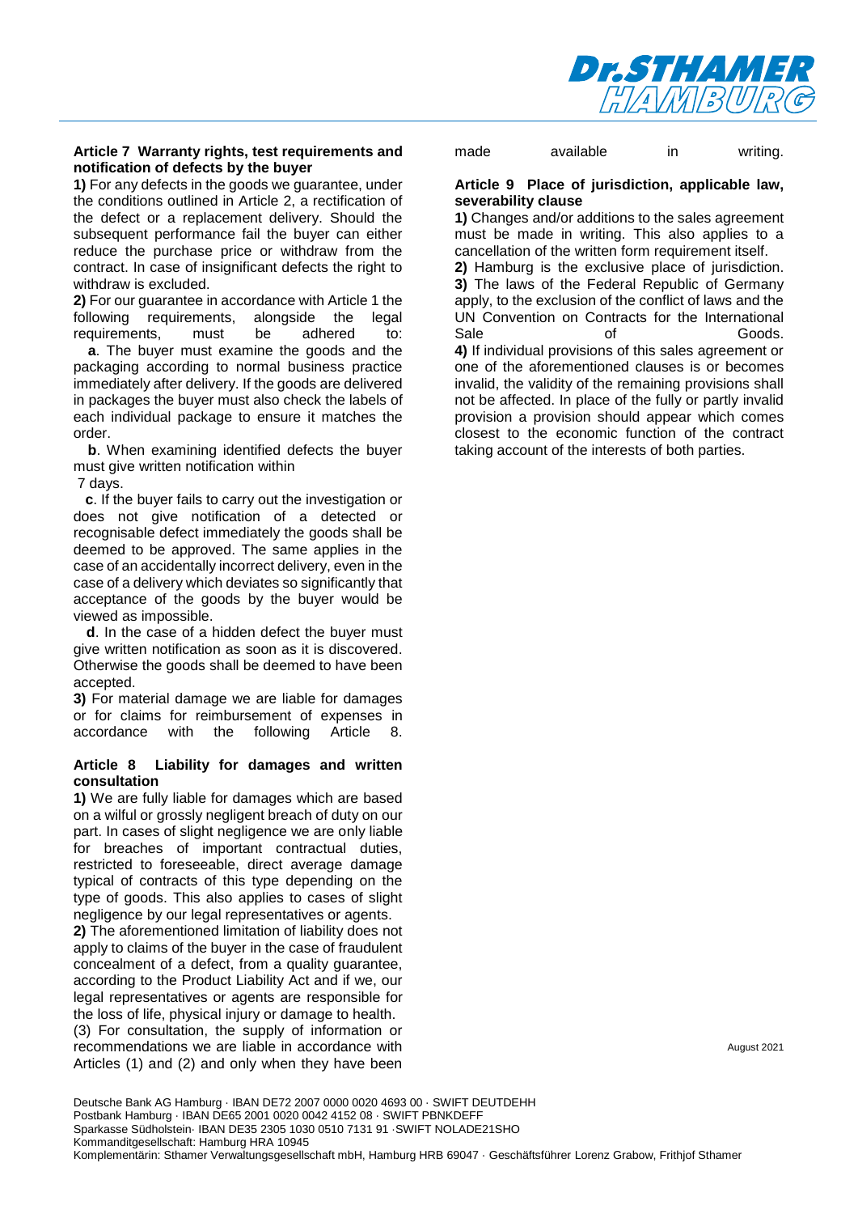## Article 7 Warranty rights, test requirements and notification of defects by the buyer

**1)** For any defects in the goods we guarantee, under the conditions outlined in Article 2, a rectification of the defect or a replacement delivery. Should the subsequent performance fail the buyer can either reduce the purchase price or withdraw from the contract. In case of insignificant defects the right to withdraw is excluded.

**2)** For our guarantee in accordance with Article 1 the following requirements, alongside the legal requirements, must be adhered to:

**a**. The buyer must examine the goods and the packaging according to normal business practice immediately after delivery. If the goods are delivered in packages the buyer must also check the labels of each individual package to ensure it matches the order.

**b**. When examining identified defects the buyer must give written notification within 7 days.

**c**. If the buyer fails to carry out the investigation or does not give notification of a detected or recognisable defect immediately the goods shall be deemed to be approved. The same applies in the case of an accidentally incorrect delivery, even in the case of a delivery which deviates so significantly that acceptance of the goods by the buyer would be viewed as impossible.

**d**. In the case of a hidden defect the buyer must give written notification as soon as it is discovered. Otherwise the goods shall be deemed to have been accepted.

**3)** For material damage we are liable for damages or for claims for reimbursement of expenses in accordance with the following Article 8.

## Article 8 Liability for damages and written consultation

**1)** We are fully liable for damages which are based on a wilful or grossly negligent breach of duty on our part. In cases of slight negligence we are only liable for breaches of important contractual duties, restricted to foreseeable, direct average damage typical of contracts of this type depending on the type of goods. This also applies to cases of slight negligence by our legal representatives or agents.

**2)** The aforementioned limitation of liability does not apply to claims of the buyer in the case of fraudulent concealment of a defect, from a quality guarantee, according to the Product Liability Act and if we, our legal representatives or agents are responsible for the loss of life, physical injury or damage to health.

(3) For consultation, the supply of information or recommendations we are liable in accordance with Articles (1) and (2) and only when they have been made available in writing.

## Article 9 Place of jurisdiction, applicable law, severability clause

**1)** Changes and/or additions to the sales agreement must be made in writing. This also applies to a cancellation of the written form requirement itself.

**2)** Hamburg is the exclusive place of jurisdiction.

**3)** The laws of the Federal Republic of Germany apply, to the exclusion of the conflict of laws and the UN Convention on Contracts for the International Sale of Goods.

**4)** If individual provisions of this sales agreement or one of the aforementioned clauses is or becomes invalid, the validity of the remaining provisions shall not be affected. In place of the fully or partly invalid provision a provision should appear which comes closest to the economic function of the contract taking account of the interests of both parties.

August 2021

Deutsche Bank AG Hamburg · IBAN DE72 2007 0000 0020 4693 00 · SWIFT DEUTDEHH
Postbank Hamburg · IBAN DE65 2001 0020 0042 4152 08 · SWIFT PBNKDEFF
Sparkasse Südholstein· IBAN DE35 2305 1030 0510 7131 91 ·SWIFT NOLADE21SHO
Kommanditgesellschaft: Hamburg HRA 10945
Komplementärin: Sthamer Verwaltungsgesellschaft mbH, Hamburg HRB 69047 · Geschäftsführer Lorenz Grabow, Frithjof Sthamer